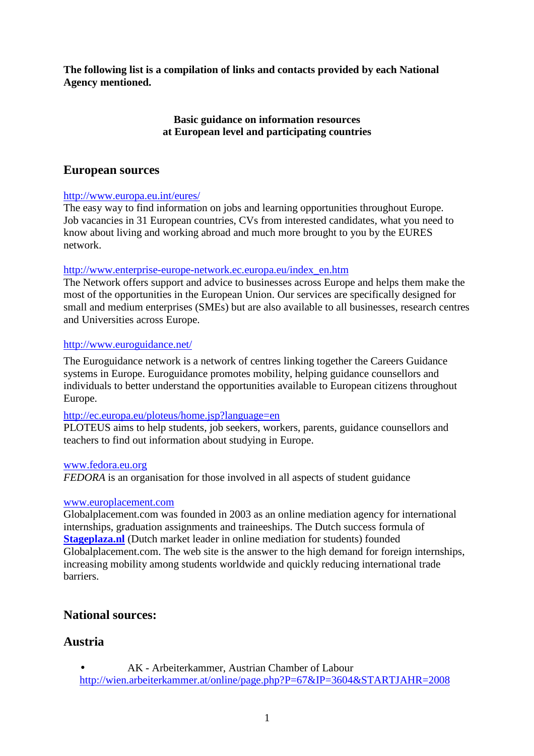**The following list is a compilation of links and contacts provided by each National Agency mentioned.**

**Basic guidance on information resources at European level and participating countries**

## European sources

http://www.europa.eu.int/eures/
The easy way to find information on jobs and learning opportunities throughout Europe. Job vacancies in 31 European countries, CVs from interested candidates, what you need to know about living and working abroad and much more brought to you by the EURES network.

http://www.enterprise-europe-network.ec.europa.eu/index_en.htm
The Network offers support and advice to businesses across Europe and helps them make the most of the opportunities in the European Union. Our services are specifically designed for small and medium enterprises (SMEs) but are also available to all businesses, research centres and Universities across Europe.

http://www.euroguidance.net/

The Euroguidance network is a network of centres linking together the Careers Guidance systems in Europe. Euroguidance promotes mobility, helping guidance counsellors and individuals to better understand the opportunities available to European citizens throughout Europe.

http://ec.europa.eu/ploteus/home.jsp?language=en
PLOTEUS aims to help students, job seekers, workers, parents, guidance counsellors and teachers to find out information about studying in Europe.

www.fedora.eu.org
*FEDORA* is an organisation for those involved in all aspects of student guidance

www.europlacement.com
Globalplacement.com was founded in 2003 as an online mediation agency for international internships, graduation assignments and traineeships. The Dutch success formula of **Stageplaza.nl** (Dutch market leader in online mediation for students) founded Globalplacement.com. The web site is the answer to the high demand for foreign internships, increasing mobility among students worldwide and quickly reducing international trade barriers.

## National sources:

## Austria

- AK - Arbeiterkammer, Austrian Chamber of Labour
http://wien.arbeiterkammer.at/online/page.php?P=67&IP=3604&STARTJAHR=2008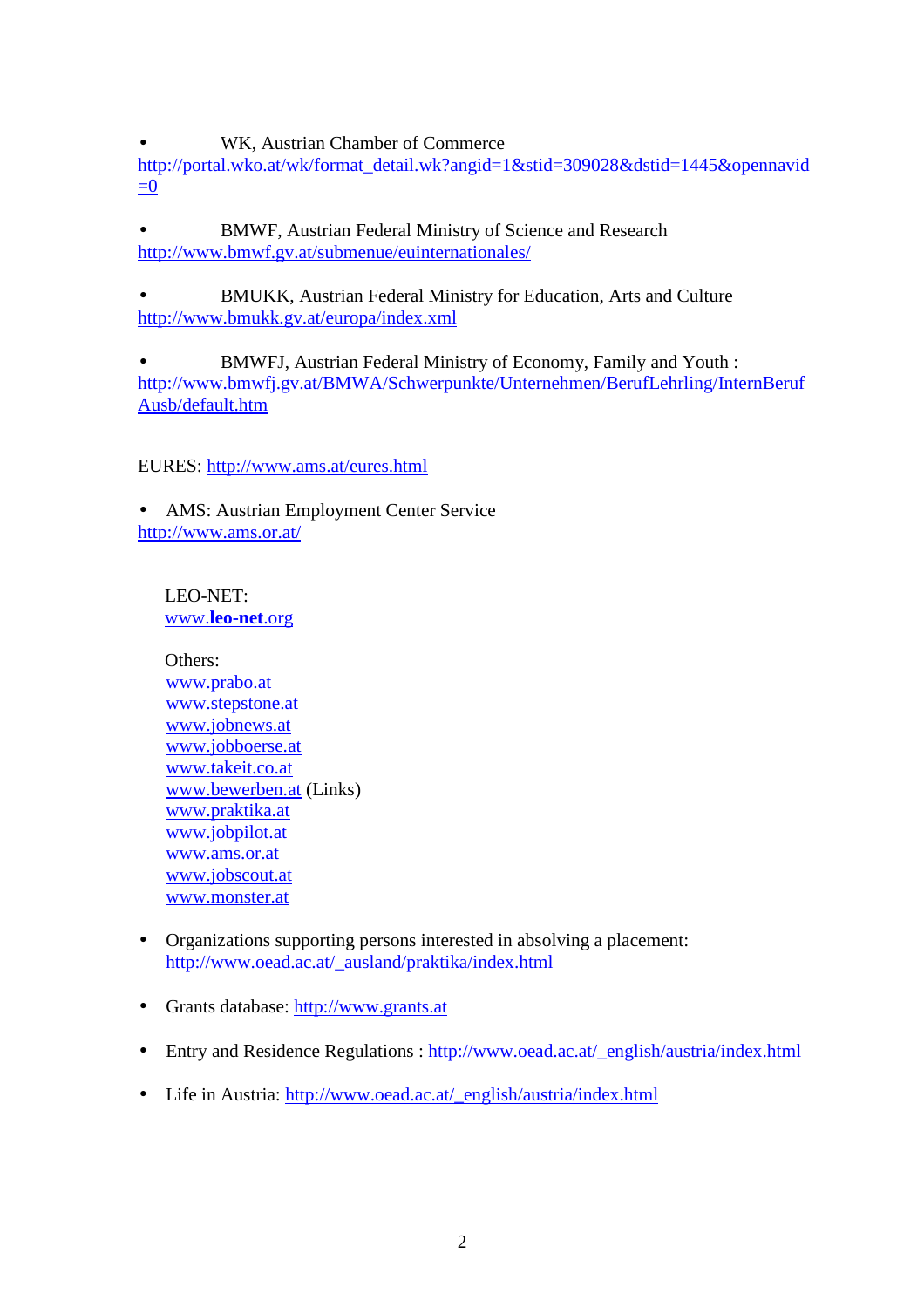- WK, Austrian Chamber of Commerce
http://portal.wko.at/wk/format_detail.wk?angid=1&stid=309028&dstid=1445&opennavid=0

- BMWF, Austrian Federal Ministry of Science and Research
http://www.bmwf.gv.at/submenue/euinternationales/

- BMUKK, Austrian Federal Ministry for Education, Arts and Culture
http://www.bmukk.gv.at/europa/index.xml

- BMWFJ, Austrian Federal Ministry of Economy, Family and Youth :
http://www.bmwfj.gv.at/BMWA/Schwerpunkte/Unternehmen/BerufLehrling/InternBerufAusb/default.htm

EURES: http://www.ams.at/eures.html

- AMS: Austrian Employment Center Service
http://www.ams.or.at/

LEO-NET:
www.**leo-net**.org

Others:
www.prabo.at
www.stepstone.at
www.jobnews.at
www.jobboerse.at
www.takeit.co.at
www.bewerben.at (Links)
www.praktika.at
www.jobpilot.at
www.ams.or.at
www.jobscout.at
www.monster.at

- Organizations supporting persons interested in absolving a placement: http://www.oead.ac.at/_ausland/praktika/index.html

- Grants database: http://www.grants.at

- Entry and Residence Regulations : http://www.oead.ac.at/_english/austria/index.html

- Life in Austria: http://www.oead.ac.at/_english/austria/index.html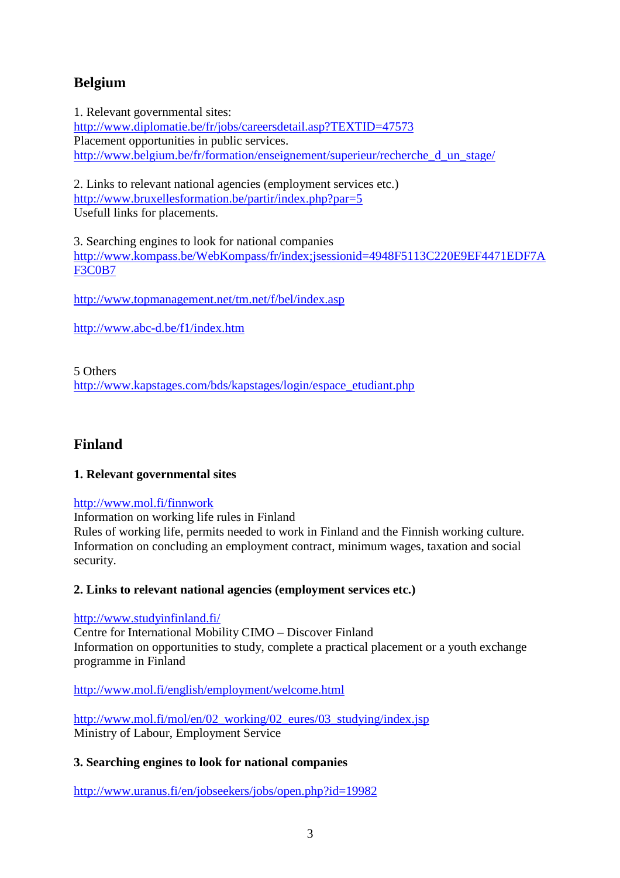## Belgium

1. Relevant governmental sites:
http://www.diplomatie.be/fr/jobs/careersdetail.asp?TEXTID=47573
Placement opportunities in public services.
http://www.belgium.be/fr/formation/enseignement/superieur/recherche_d_un_stage/

2. Links to relevant national agencies (employment services etc.)
http://www.bruxellesformation.be/partir/index.php?par=5
Usefull links for placements.

3. Searching engines to look for national companies
http://www.kompass.be/WebKompass/fr/index;jsessionid=4948F5113C220E9EF4471EDF7AF3C0B7

http://www.topmanagement.net/tm.net/f/bel/index.asp

http://www.abc-d.be/f1/index.htm

5 Others
http://www.kapstages.com/bds/kapstages/login/espace_etudiant.php

## Finland

**1. Relevant governmental sites**

http://www.mol.fi/finnwork
Information on working life rules in Finland
Rules of working life, permits needed to work in Finland and the Finnish working culture. Information on concluding an employment contract, minimum wages, taxation and social security.

**2. Links to relevant national agencies (employment services etc.)**

http://www.studyinfinland.fi/
Centre for International Mobility CIMO – Discover Finland
Information on opportunities to study, complete a practical placement or a youth exchange programme in Finland

http://www.mol.fi/english/employment/welcome.html

http://www.mol.fi/mol/en/02_working/02_eures/03_studying/index.jsp
Ministry of Labour, Employment Service

**3. Searching engines to look for national companies**

http://www.uranus.fi/en/jobseekers/jobs/open.php?id=19982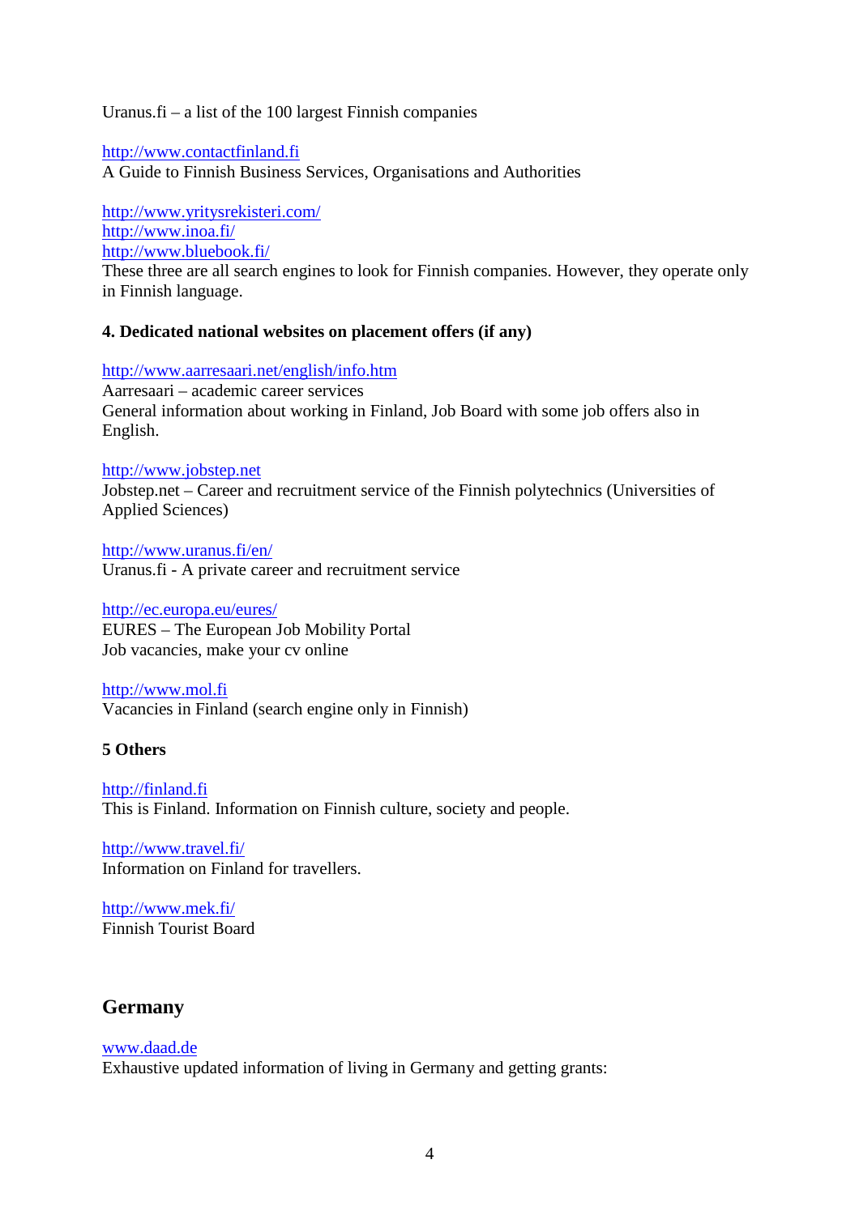Uranus.fi – a list of the 100 largest Finnish companies

http://www.contactfinland.fi
A Guide to Finnish Business Services, Organisations and Authorities

http://www.yritysrekisteri.com/
http://www.inoa.fi/
http://www.bluebook.fi/
These three are all search engines to look for Finnish companies. However, they operate only in Finnish language.

**4. Dedicated national websites on placement offers (if any)**

http://www.aarresaari.net/english/info.htm
Aarresaari – academic career services
General information about working in Finland, Job Board with some job offers also in English.

http://www.jobstep.net
Jobstep.net – Career and recruitment service of the Finnish polytechnics (Universities of Applied Sciences)

http://www.uranus.fi/en/
Uranus.fi - A private career and recruitment service

http://ec.europa.eu/eures/
EURES – The European Job Mobility Portal
Job vacancies, make your cv online

http://www.mol.fi
Vacancies in Finland (search engine only in Finnish)

**5 Others**

http://finland.fi
This is Finland. Information on Finnish culture, society and people.

http://www.travel.fi/
Information on Finland for travellers.

http://www.mek.fi/
Finnish Tourist Board

## Germany

www.daad.de
Exhaustive updated information of living in Germany and getting grants: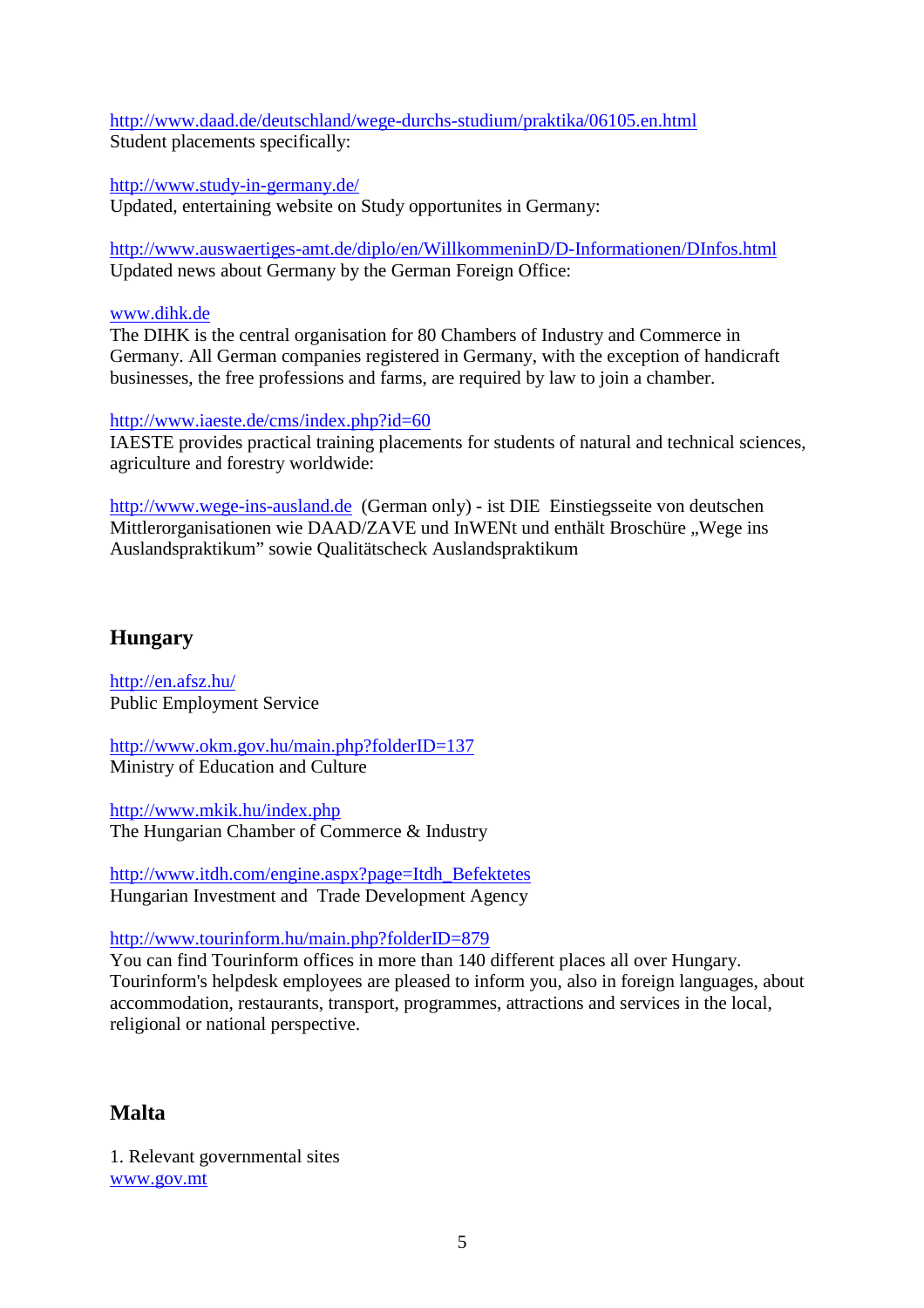http://www.daad.de/deutschland/wege-durchs-studium/praktika/06105.en.html
Student placements specifically:

http://www.study-in-germany.de/
Updated, entertaining website on Study opportunites in Germany:

http://www.auswaertiges-amt.de/diplo/en/WillkommeninD/D-Informationen/DInfos.html
Updated news about Germany by the German Foreign Office:

www.dihk.de
The DIHK is the central organisation for 80 Chambers of Industry and Commerce in Germany. All German companies registered in Germany, with the exception of handicraft businesses, the free professions and farms, are required by law to join a chamber.

http://www.iaeste.de/cms/index.php?id=60
IAESTE provides practical training placements for students of natural and technical sciences, agriculture and forestry worldwide:

http://www.wege-ins-ausland.de (German only) - ist DIE Einstiegsseite von deutschen Mittlerorganisationen wie DAAD/ZAVE und InWENt und enthält Broschüre „Wege ins Auslandspraktikum" sowie Qualitätscheck Auslandspraktikum

## Hungary

http://en.afsz.hu/
Public Employment Service

http://www.okm.gov.hu/main.php?folderID=137
Ministry of Education and Culture

http://www.mkik.hu/index.php
The Hungarian Chamber of Commerce & Industry

http://www.itdh.com/engine.aspx?page=Itdh_Befektetes
Hungarian Investment and Trade Development Agency

http://www.tourinform.hu/main.php?folderID=879
You can find Tourinform offices in more than 140 different places all over Hungary. Tourinform's helpdesk employees are pleased to inform you, also in foreign languages, about accommodation, restaurants, transport, programmes, attractions and services in the local, religional or national perspective.

## Malta

1. Relevant governmental sites
www.gov.mt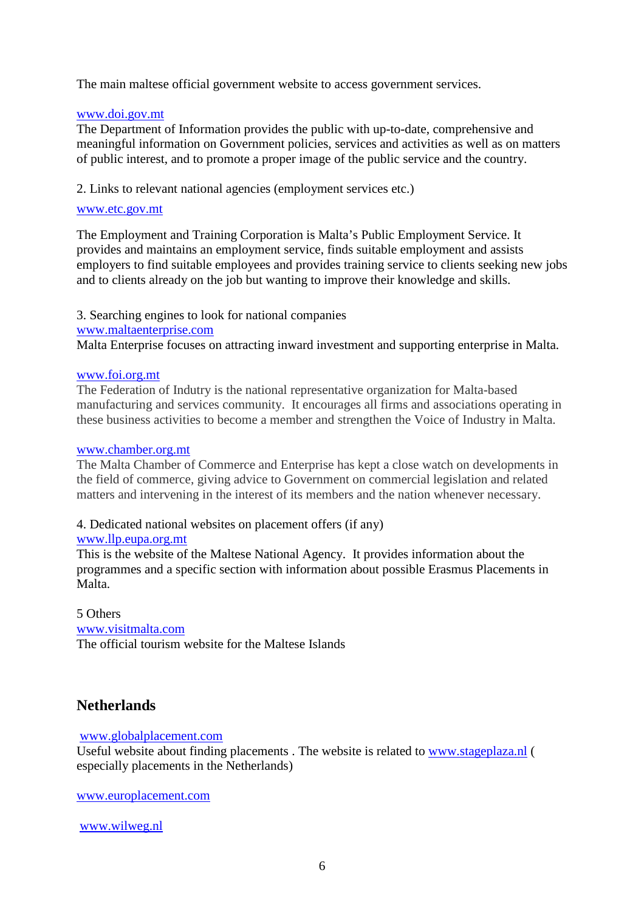The main maltese official government website to access government services.

www.doi.gov.mt
The Department of Information provides the public with up-to-date, comprehensive and meaningful information on Government policies, services and activities as well as on matters of public interest, and to promote a proper image of the public service and the country.

2. Links to relevant national agencies (employment services etc.)

www.etc.gov.mt

The Employment and Training Corporation is Malta's Public Employment Service. It provides and maintains an employment service, finds suitable employment and assists employers to find suitable employees and provides training service to clients seeking new jobs and to clients already on the job but wanting to improve their knowledge and skills.

3. Searching engines to look for national companies
www.maltaenterprise.com
Malta Enterprise focuses on attracting inward investment and supporting enterprise in Malta.

www.foi.org.mt
The Federation of Indutry is the national representative organization for Malta-based manufacturing and services community. It encourages all firms and associations operating in these business activities to become a member and strengthen the Voice of Industry in Malta.

www.chamber.org.mt
The Malta Chamber of Commerce and Enterprise has kept a close watch on developments in the field of commerce, giving advice to Government on commercial legislation and related matters and intervening in the interest of its members and the nation whenever necessary.

4. Dedicated national websites on placement offers (if any)
www.llp.eupa.org.mt
This is the website of the Maltese National Agency. It provides information about the programmes and a specific section with information about possible Erasmus Placements in Malta.

5 Others
www.visitmalta.com
The official tourism website for the Maltese Islands

## Netherlands

www.globalplacement.com
Useful website about finding placements . The website is related to www.stageplaza.nl ( especially placements in the Netherlands)

www.europlacement.com

www.wilweg.nl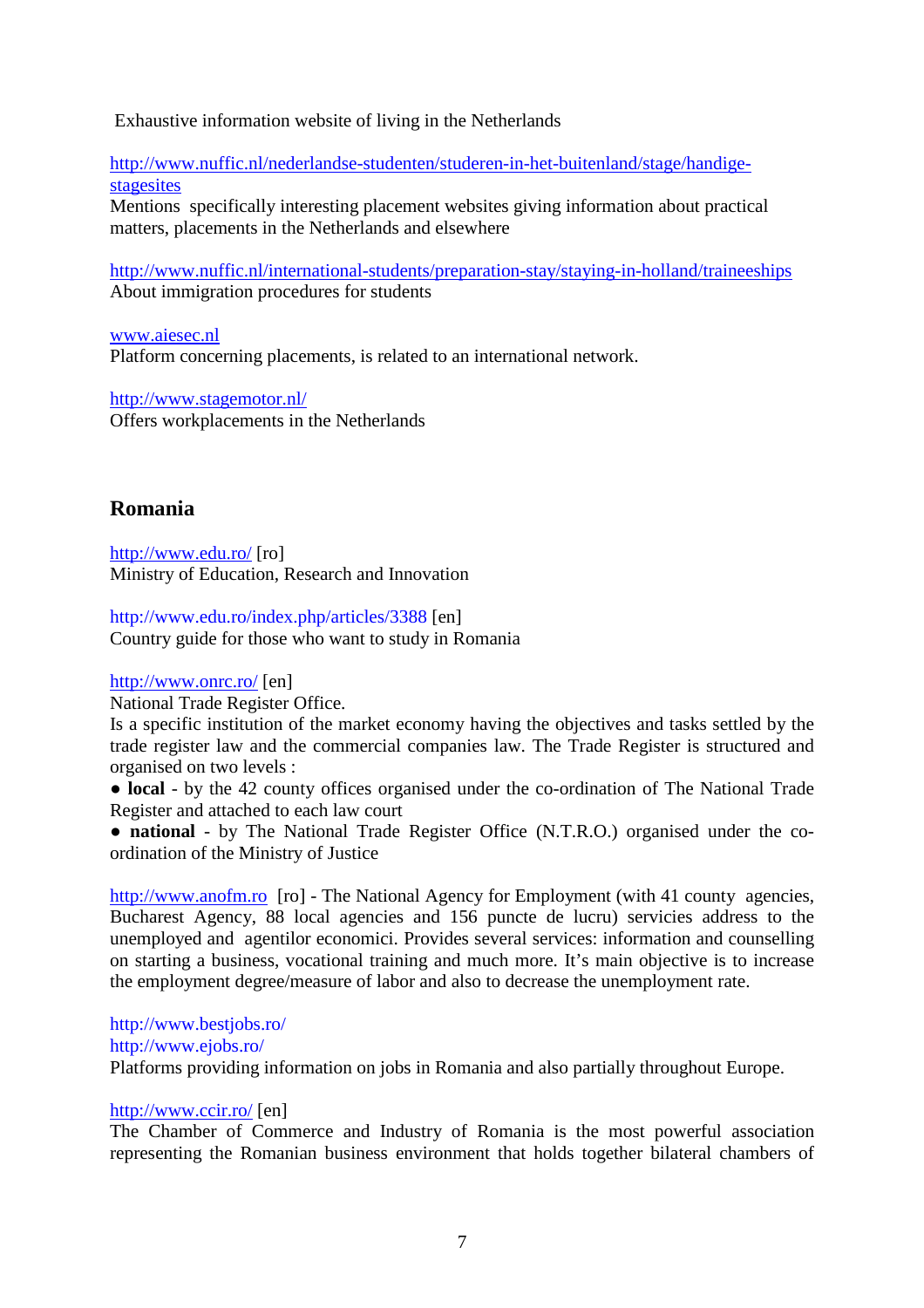Exhaustive information website of living in the Netherlands

http://www.nuffic.nl/nederlandse-studenten/studeren-in-het-buitenland/stage/handige-stagesites
Mentions specifically interesting placement websites giving information about practical matters, placements in the Netherlands and elsewhere

http://www.nuffic.nl/international-students/preparation-stay/staying-in-holland/traineeships
About immigration procedures for students

www.aiesec.nl
Platform concerning placements, is related to an international network.

http://www.stagemotor.nl/
Offers workplacements in the Netherlands

## Romania

http://www.edu.ro/ [ro]
Ministry of Education, Research and Innovation

http://www.edu.ro/index.php/articles/3388 [en]
Country guide for those who want to study in Romania

http://www.onrc.ro/ [en]
National Trade Register Office.
Is a specific institution of the market economy having the objectives and tasks settled by the trade register law and the commercial companies law. The Trade Register is structured and organised on two levels :

- **local** - by the 42 county offices organised under the co-ordination of The National Trade Register and attached to each law court
- **national** - by The National Trade Register Office (N.T.R.O.) organised under the co-ordination of the Ministry of Justice

http://www.anofm.ro [ro] - The National Agency for Employment (with 41 county agencies, Bucharest Agency, 88 local agencies and 156 puncte de lucru) servicies address to the unemployed and agentilor economici. Provides several services: information and counselling on starting a business, vocational training and much more. It's main objective is to increase the employment degree/measure of labor and also to decrease the unemployment rate.

http://www.bestjobs.ro/
http://www.ejobs.ro/
Platforms providing information on jobs in Romania and also partially throughout Europe.

http://www.ccir.ro/ [en]
The Chamber of Commerce and Industry of Romania is the most powerful association representing the Romanian business environment that holds together bilateral chambers of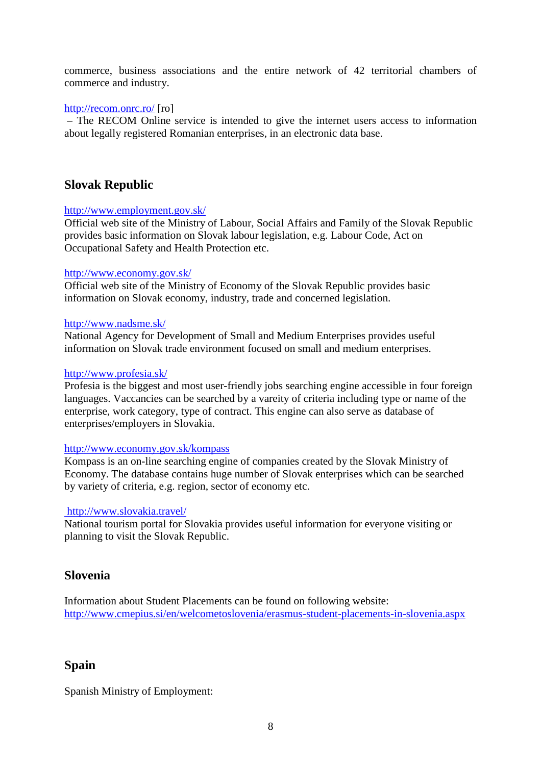commerce, business associations and the entire network of 42 territorial chambers of commerce and industry.

http://recom.onrc.ro/ [ro]
– The RECOM Online service is intended to give the internet users access to information about legally registered Romanian enterprises, in an electronic data base.

## Slovak Republic

http://www.employment.gov.sk/
Official web site of the Ministry of Labour, Social Affairs and Family of the Slovak Republic provides basic information on Slovak labour legislation, e.g. Labour Code, Act on Occupational Safety and Health Protection etc.

http://www.economy.gov.sk/
Official web site of the Ministry of Economy of the Slovak Republic provides basic information on Slovak economy, industry, trade and concerned legislation.

http://www.nadsme.sk/
National Agency for Development of Small and Medium Enterprises provides useful information on Slovak trade environment focused on small and medium enterprises.

http://www.profesia.sk/
Profesia is the biggest and most user-friendly jobs searching engine accessible in four foreign languages. Vaccancies can be searched by a vareity of criteria including type or name of the enterprise, work category, type of contract. This engine can also serve as database of enterprises/employers in Slovakia.

http://www.economy.gov.sk/kompass
Kompass is an on-line searching engine of companies created by the Slovak Ministry of Economy. The database contains huge number of Slovak enterprises which can be searched by variety of criteria, e.g. region, sector of economy etc.

http://www.slovakia.travel/
National tourism portal for Slovakia provides useful information for everyone visiting or planning to visit the Slovak Republic.

## Slovenia

Information about Student Placements can be found on following website:
http://www.cmepius.si/en/welcometoslovenia/erasmus-student-placements-in-slovenia.aspx

## Spain

Spanish Ministry of Employment: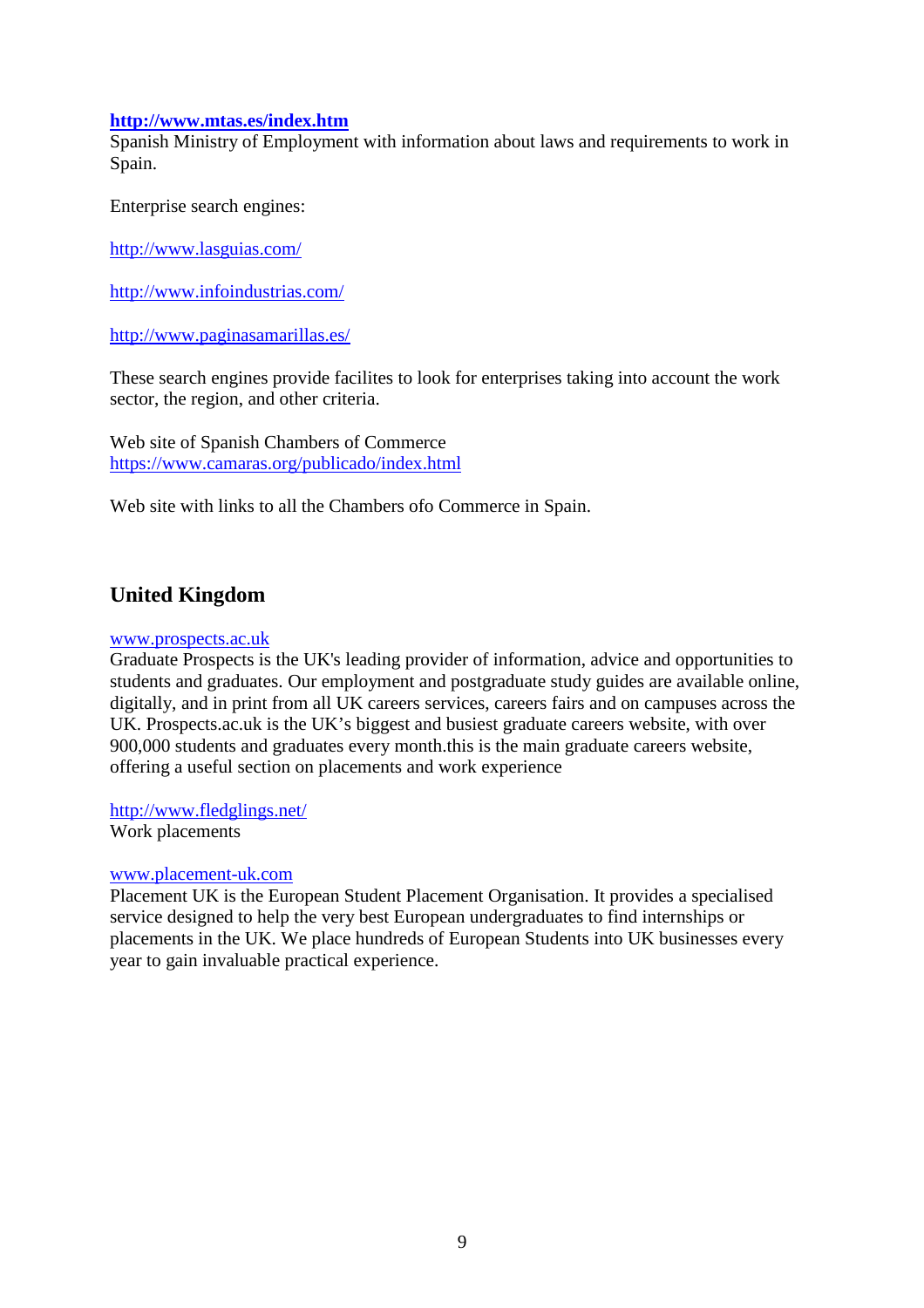**http://www.mtas.es/index.htm**
Spanish Ministry of Employment with information about laws and requirements to work in Spain.

Enterprise search engines:

http://www.lasguias.com/

http://www.infoindustrias.com/

http://www.paginasamarillas.es/

These search engines provide facilites to look for enterprises taking into account the work sector, the region, and other criteria.

Web site of Spanish Chambers of Commerce
https://www.camaras.org/publicado/index.html

Web site with links to all the Chambers ofo Commerce in Spain.

## United Kingdom

www.prospects.ac.uk
Graduate Prospects is the UK's leading provider of information, advice and opportunities to students and graduates. Our employment and postgraduate study guides are available online, digitally, and in print from all UK careers services, careers fairs and on campuses across the UK. Prospects.ac.uk is the UK's biggest and busiest graduate careers website, with over 900,000 students and graduates every month.this is the main graduate careers website, offering a useful section on placements and work experience

http://www.fledglings.net/
Work placements

www.placement-uk.com
Placement UK is the European Student Placement Organisation. It provides a specialised service designed to help the very best European undergraduates to find internships or placements in the UK. We place hundreds of European Students into UK businesses every year to gain invaluable practical experience.